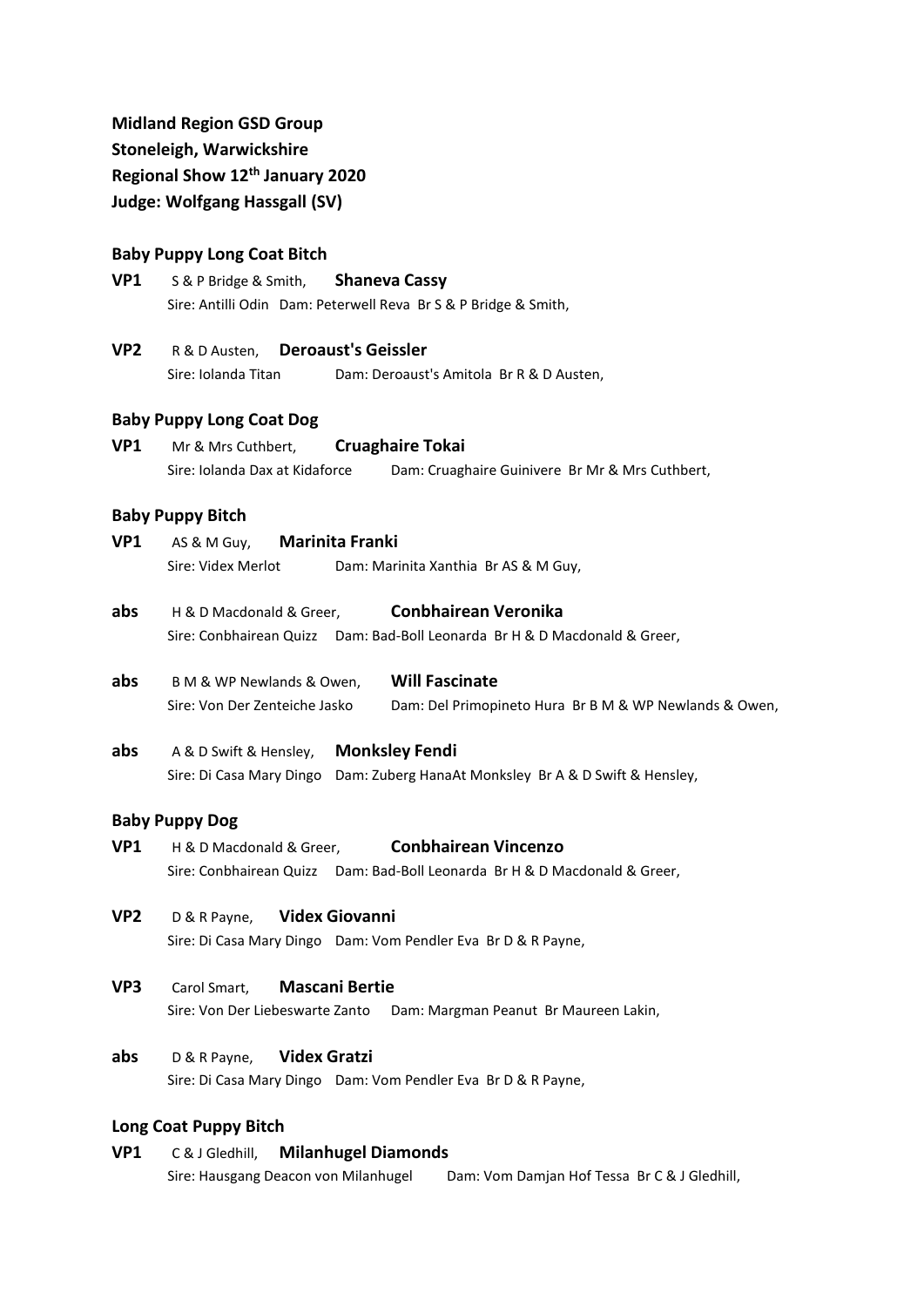**Midland Region GSD Group**
**Stoneleigh, Warwickshire**
**Regional Show 12th January 2020**
**Judge: Wolfgang Hassgall (SV)**

### Baby Puppy Long Coat Bitch

**VP1** S & P Bridge & Smith, **Shaneva Cassy**
Sire: Antilli Odin Dam: Peterwell Reva Br S & P Bridge & Smith,

**VP2** R & D Austen, **Deroaust's Geissler**
Sire: Iolanda Titan Dam: Deroaust's Amitola Br R & D Austen,

### Baby Puppy Long Coat Dog

**VP1** Mr & Mrs Cuthbert, **Cruaghaire Tokai**
Sire: Iolanda Dax at Kidaforce Dam: Cruaghaire Guinivere Br Mr & Mrs Cuthbert,

### Baby Puppy Bitch

**VP1** AS & M Guy, **Marinita Franki**
Sire: Videx Merlot Dam: Marinita Xanthia Br AS & M Guy,

**abs** H & D Macdonald & Greer, **Conbhairean Veronika**
Sire: Conbhairean Quizz Dam: Bad-Boll Leonarda Br H & D Macdonald & Greer,

**abs** B M & WP Newlands & Owen, **Will Fascinate**
Sire: Von Der Zenteiche Jasko Dam: Del Primopineto Hura Br B M & WP Newlands & Owen,

**abs** A & D Swift & Hensley, **Monksley Fendi**
Sire: Di Casa Mary Dingo Dam: Zuberg HanaAt Monksley Br A & D Swift & Hensley,

### Baby Puppy Dog

**VP1** H & D Macdonald & Greer, **Conbhairean Vincenzo**
Sire: Conbhairean Quizz Dam: Bad-Boll Leonarda Br H & D Macdonald & Greer,

**VP2** D & R Payne, **Videx Giovanni**
Sire: Di Casa Mary Dingo Dam: Vom Pendler Eva Br D & R Payne,

**VP3** Carol Smart, **Mascani Bertie**
Sire: Von Der Liebeswarte Zanto Dam: Margman Peanut Br Maureen Lakin,

**abs** D & R Payne, **Videx Gratzi**
Sire: Di Casa Mary Dingo Dam: Vom Pendler Eva Br D & R Payne,

### Long Coat Puppy Bitch

**VP1** C & J Gledhill, **Milanhugel Diamonds**
Sire: Hausgang Deacon von Milanhugel Dam: Vom Damjan Hof Tessa Br C & J Gledhill,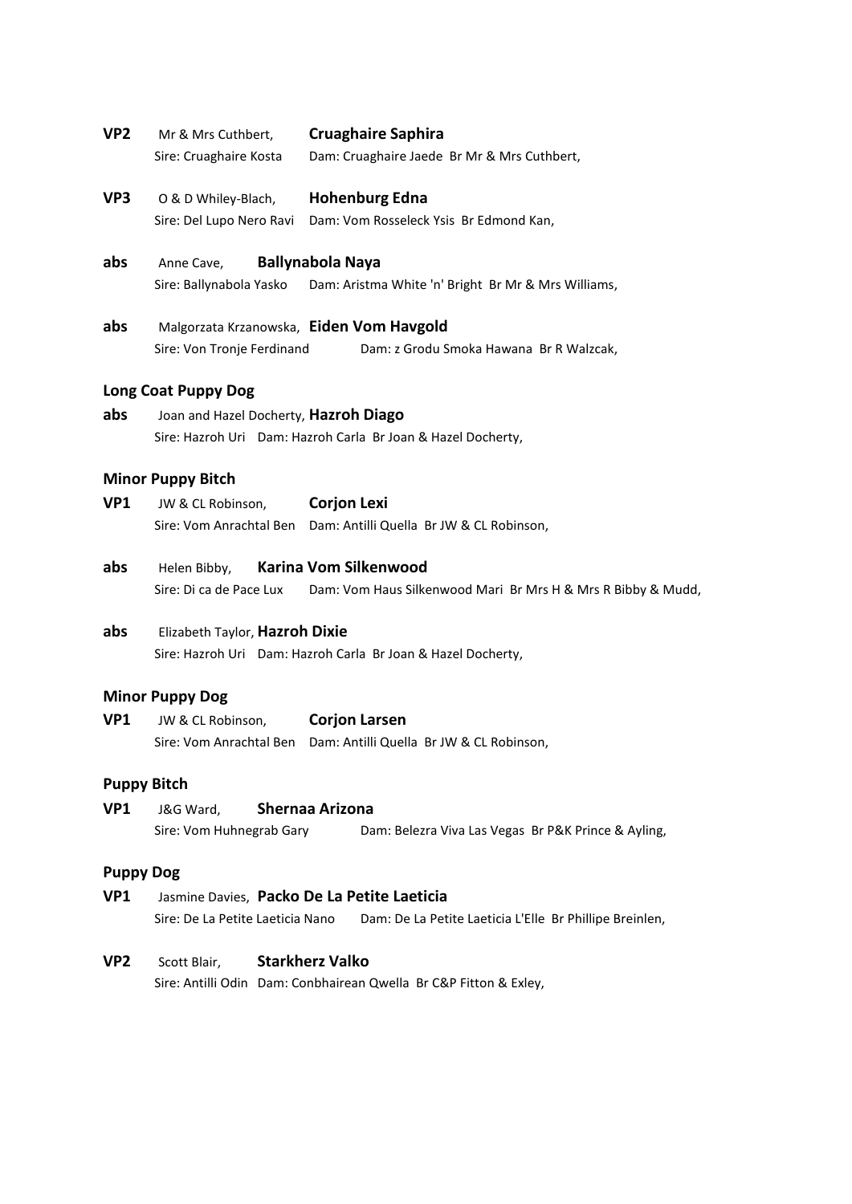**VP2** Mr & Mrs Cuthbert, **Cruaghaire Saphira**
Sire: Cruaghaire Kosta Dam: Cruaghaire Jaede Br Mr & Mrs Cuthbert,

**VP3** O & D Whiley-Blach, **Hohenburg Edna**
Sire: Del Lupo Nero Ravi Dam: Vom Rosseleck Ysis Br Edmond Kan,

**abs** Anne Cave, **Ballynabola Naya**
Sire: Ballynabola Yasko Dam: Aristma White 'n' Bright Br Mr & Mrs Williams,

**abs** Malgorzata Krzanowska, **Eiden Vom Havgold**
Sire: Von Tronje Ferdinand Dam: z Grodu Smoka Hawana Br R Walzcak,

### Long Coat Puppy Dog

**abs** Joan and Hazel Docherty, **Hazroh Diago**
Sire: Hazroh Uri Dam: Hazroh Carla Br Joan & Hazel Docherty,

### Minor Puppy Bitch

**VP1** JW & CL Robinson, **Corjon Lexi**
Sire: Vom Anrachtal Ben Dam: Antilli Quella Br JW & CL Robinson,

**abs** Helen Bibby, **Karina Vom Silkenwood**
Sire: Di ca de Pace Lux Dam: Vom Haus Silkenwood Mari Br Mrs H & Mrs R Bibby & Mudd,

**abs** Elizabeth Taylor, **Hazroh Dixie**
Sire: Hazroh Uri Dam: Hazroh Carla Br Joan & Hazel Docherty,

### Minor Puppy Dog

**VP1** JW & CL Robinson, **Corjon Larsen**
Sire: Vom Anrachtal Ben Dam: Antilli Quella Br JW & CL Robinson,

### Puppy Bitch

**VP1** J&G Ward, **Shernaa Arizona**
Sire: Vom Huhnegrab Gary Dam: Belezra Viva Las Vegas Br P&K Prince & Ayling,

### Puppy Dog

**VP1** Jasmine Davies, **Packo De La Petite Laeticia**
Sire: De La Petite Laeticia Nano Dam: De La Petite Laeticia L'Elle Br Phillipe Breinlen,

**VP2** Scott Blair, **Starkherz Valko**
Sire: Antilli Odin Dam: Conbhairean Qwella Br C&P Fitton & Exley,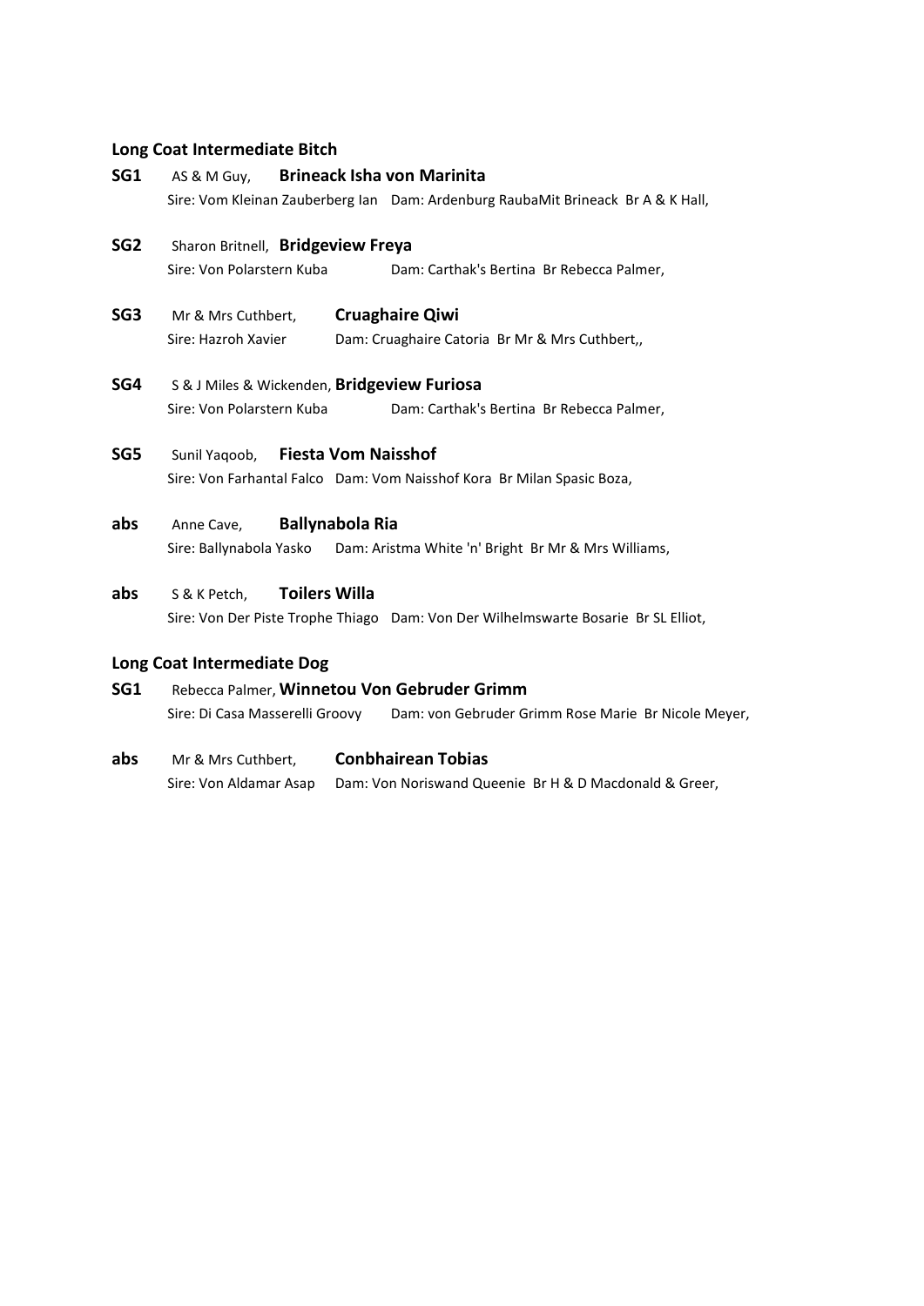### Long Coat Intermediate Bitch

**SG1** AS & M Guy, **Brineack Isha von Marinita**
Sire: Vom Kleinan Zauberberg Ian Dam: Ardenburg RaubaMit Brineack Br A & K Hall,

**SG2** Sharon Britnell, **Bridgeview Freya**
Sire: Von Polarstern Kuba Dam: Carthak's Bertina Br Rebecca Palmer,

**SG3** Mr & Mrs Cuthbert, **Cruaghaire Qiwi**
Sire: Hazroh Xavier Dam: Cruaghaire Catoria Br Mr & Mrs Cuthbert,,

**SG4** S & J Miles & Wickenden, **Bridgeview Furiosa**
Sire: Von Polarstern Kuba Dam: Carthak's Bertina Br Rebecca Palmer,

**SG5** Sunil Yaqoob, **Fiesta Vom Naisshof**
Sire: Von Farhantal Falco Dam: Vom Naisshof Kora Br Milan Spasic Boza,

**abs** Anne Cave, **Ballynabola Ria**
Sire: Ballynabola Yasko Dam: Aristma White 'n' Bright Br Mr & Mrs Williams,

**abs** S & K Petch, **Toilers Willa**
Sire: Von Der Piste Trophe Thiago Dam: Von Der Wilhelmswarte Bosarie Br SL Elliot,

### Long Coat Intermediate Dog

**SG1** Rebecca Palmer, **Winnetou Von Gebruder Grimm**
Sire: Di Casa Masserelli Groovy Dam: von Gebruder Grimm Rose Marie Br Nicole Meyer,

**abs** Mr & Mrs Cuthbert, **Conbhairean Tobias**
Sire: Von Aldamar Asap Dam: Von Noriswand Queenie Br H & D Macdonald & Greer,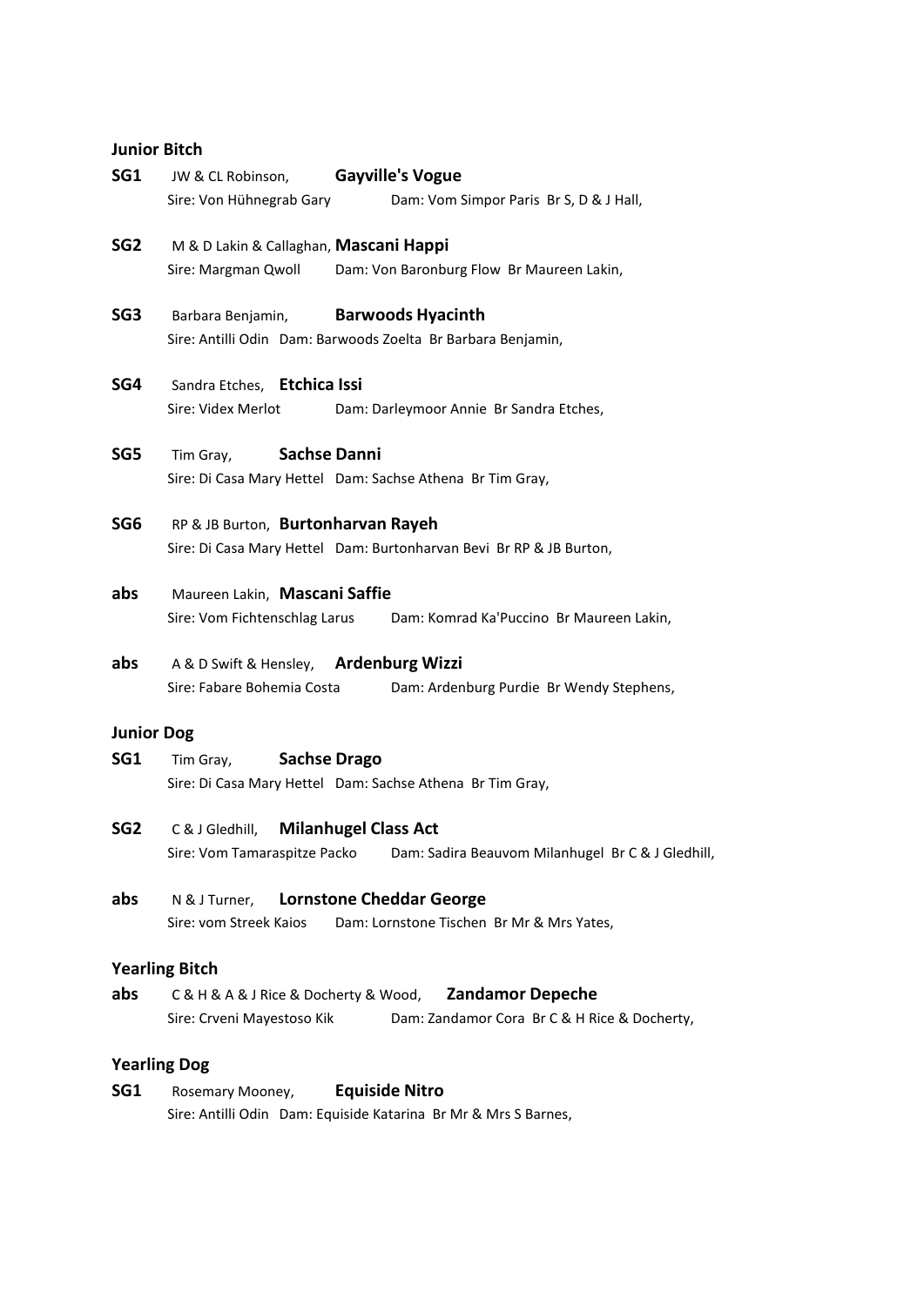### Junior Bitch

**SG1** JW & CL Robinson, **Gayville's Vogue**
Sire: Von Hühnegrab Gary Dam: Vom Simpor Paris Br S, D & J Hall,

**SG2** M & D Lakin & Callaghan, **Mascani Happi**
Sire: Margman Qwoll Dam: Von Baronburg Flow Br Maureen Lakin,

**SG3** Barbara Benjamin, **Barwoods Hyacinth**
Sire: Antilli Odin Dam: Barwoods Zoelta Br Barbara Benjamin,

**SG4** Sandra Etches, **Etchica Issi**
Sire: Videx Merlot Dam: Darleymoor Annie Br Sandra Etches,

**SG5** Tim Gray, **Sachse Danni**
Sire: Di Casa Mary Hettel Dam: Sachse Athena Br Tim Gray,

**SG6** RP & JB Burton, **Burtonharvan Rayeh**
Sire: Di Casa Mary Hettel Dam: Burtonharvan Bevi Br RP & JB Burton,

**abs** Maureen Lakin, **Mascani Saffie**
Sire: Vom Fichtenschlag Larus Dam: Komrad Ka'Puccino Br Maureen Lakin,

**abs** A & D Swift & Hensley, **Ardenburg Wizzi**
Sire: Fabare Bohemia Costa Dam: Ardenburg Purdie Br Wendy Stephens,

### Junior Dog

**SG1** Tim Gray, **Sachse Drago**
Sire: Di Casa Mary Hettel Dam: Sachse Athena Br Tim Gray,

**SG2** C & J Gledhill, **Milanhugel Class Act**
Sire: Vom Tamaraspitze Packo Dam: Sadira Beauvom Milanhugel Br C & J Gledhill,

**abs** N & J Turner, **Lornstone Cheddar George**
Sire: vom Streek Kaios Dam: Lornstone Tischen Br Mr & Mrs Yates,

### Yearling Bitch

**abs** C & H & A & J Rice & Docherty & Wood, **Zandamor Depeche**
Sire: Crveni Mayestoso Kik Dam: Zandamor Cora Br C & H Rice & Docherty,

### Yearling Dog

**SG1** Rosemary Mooney, **Equiside Nitro**
Sire: Antilli Odin Dam: Equiside Katarina Br Mr & Mrs S Barnes,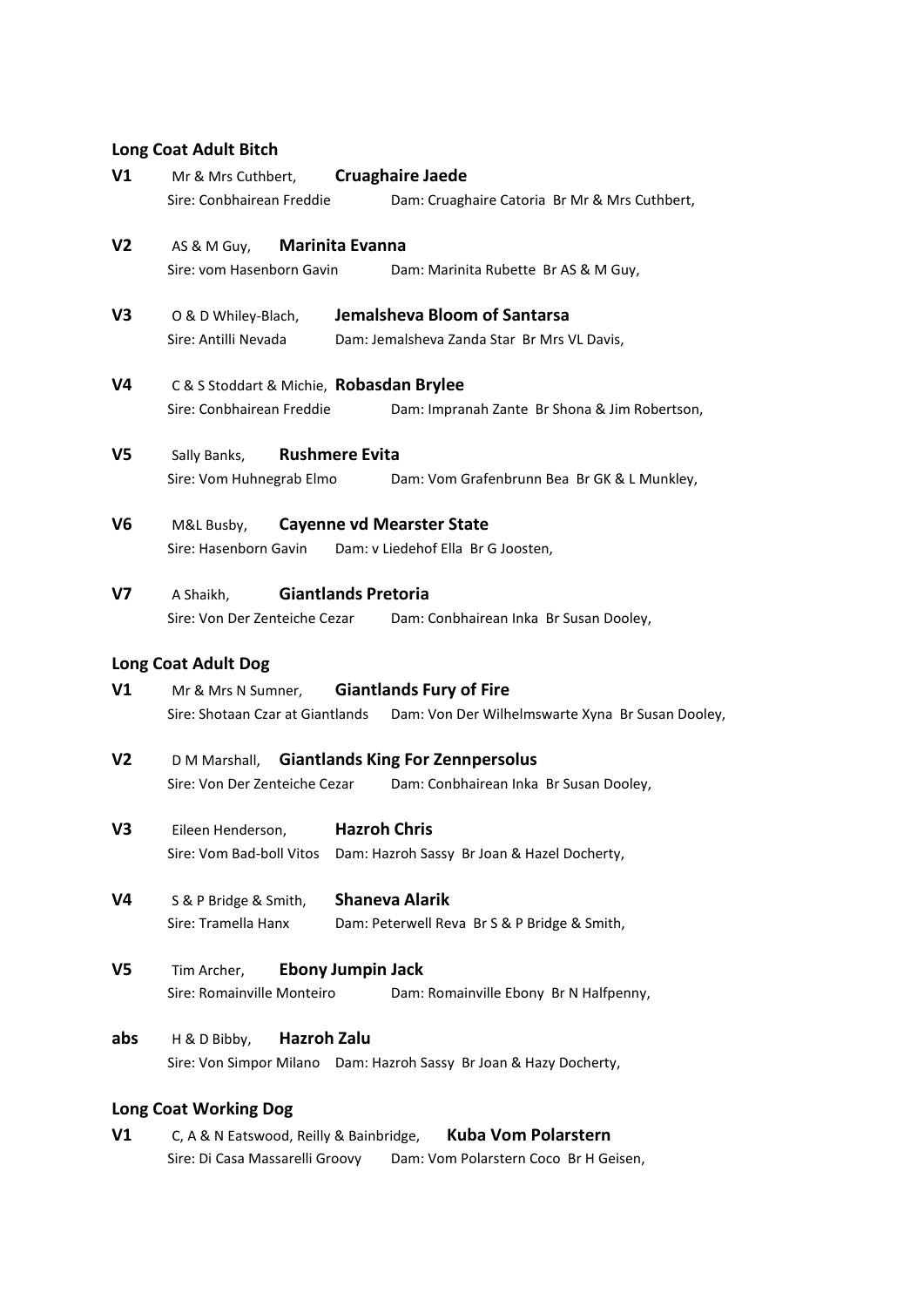### Long Coat Adult Bitch

**V1** Mr & Mrs Cuthbert, **Cruaghaire Jaede**
Sire: Conbhairean Freddie Dam: Cruaghaire Catoria Br Mr & Mrs Cuthbert,

**V2** AS & M Guy, **Marinita Evanna**
Sire: vom Hasenborn Gavin Dam: Marinita Rubette Br AS & M Guy,

**V3** O & D Whiley-Blach, **Jemalsheva Bloom of Santarsa**
Sire: Antilli Nevada Dam: Jemalsheva Zanda Star Br Mrs VL Davis,

**V4** C & S Stoddart & Michie, **Robasdan Brylee**
Sire: Conbhairean Freddie Dam: Impranah Zante Br Shona & Jim Robertson,

**V5** Sally Banks, **Rushmere Evita**
Sire: Vom Huhnegrab Elmo Dam: Vom Grafenbrunn Bea Br GK & L Munkley,

**V6** M&L Busby, **Cayenne vd Mearster State**
Sire: Hasenborn Gavin Dam: v Liedehof Ella Br G Joosten,

**V7** A Shaikh, **Giantlands Pretoria**
Sire: Von Der Zenteiche Cezar Dam: Conbhairean Inka Br Susan Dooley,

### Long Coat Adult Dog

**V1** Mr & Mrs N Sumner, **Giantlands Fury of Fire**
Sire: Shotaan Czar at Giantlands Dam: Von Der Wilhelmswarte Xyna Br Susan Dooley,

**V2** D M Marshall, **Giantlands King For Zennpersolus**
Sire: Von Der Zenteiche Cezar Dam: Conbhairean Inka Br Susan Dooley,

**V3** Eileen Henderson, **Hazroh Chris**
Sire: Vom Bad-boll Vitos Dam: Hazroh Sassy Br Joan & Hazel Docherty,

**V4** S & P Bridge & Smith, **Shaneva Alarik**
Sire: Tramella Hanx Dam: Peterwell Reva Br S & P Bridge & Smith,

**V5** Tim Archer, **Ebony Jumpin Jack**
Sire: Romainville Monteiro Dam: Romainville Ebony Br N Halfpenny,

**abs** H & D Bibby, **Hazroh Zalu**
Sire: Von Simpor Milano Dam: Hazroh Sassy Br Joan & Hazy Docherty,

### Long Coat Working Dog

**V1** C, A & N Eatswood, Reilly & Bainbridge, **Kuba Vom Polarstern**
Sire: Di Casa Massarelli Groovy Dam: Vom Polarstern Coco Br H Geisen,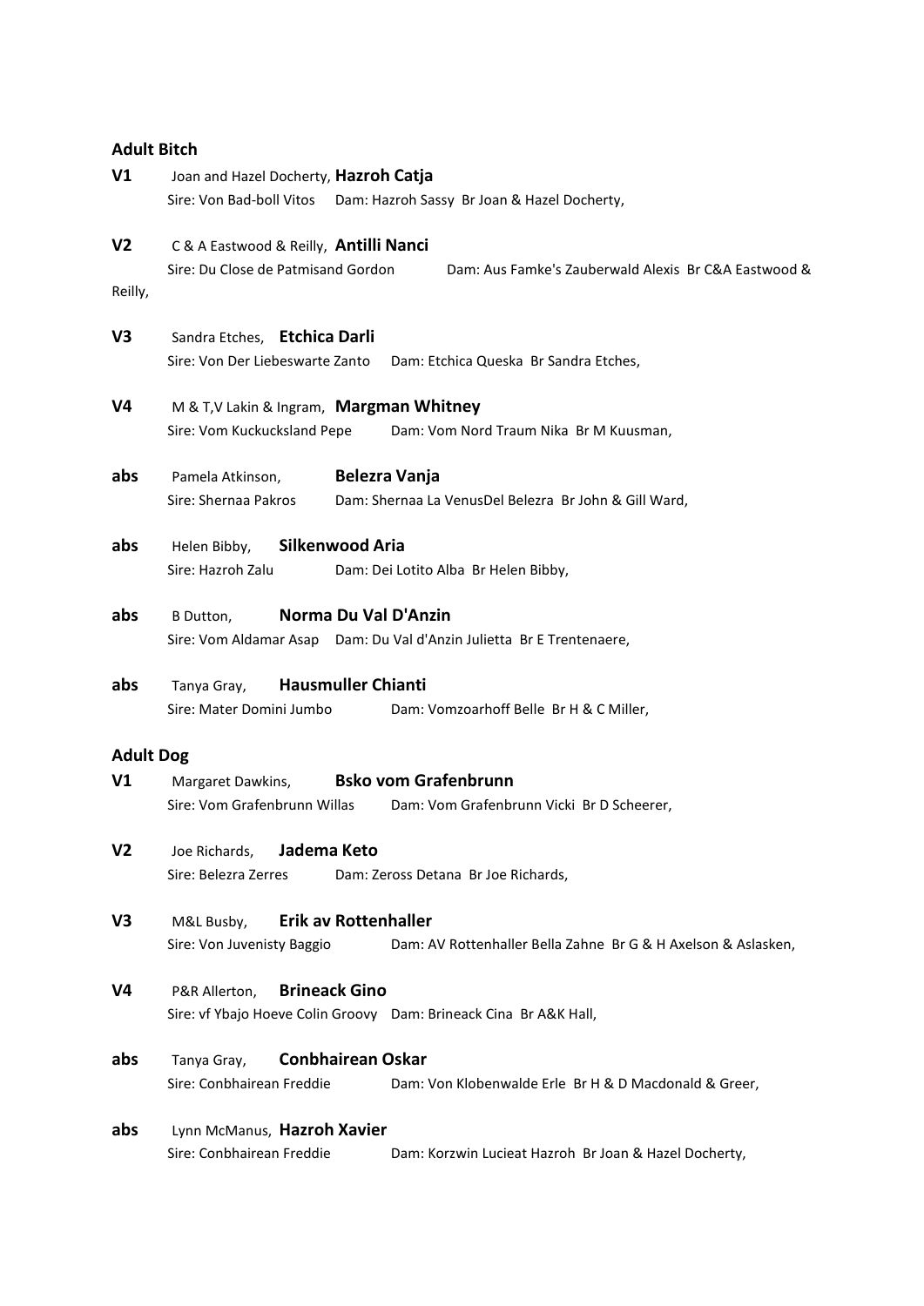**Adult Bitch**

**V1** Joan and Hazel Docherty, **Hazroh Catja**
Sire: Von Bad-boll Vitos Dam: Hazroh Sassy Br Joan & Hazel Docherty,

**V2** C & A Eastwood & Reilly, **Antilli Nanci**
Sire: Du Close de Patmisand Gordon Dam: Aus Famke's Zauberwald Alexis Br C&A Eastwood & Reilly,

**V3** Sandra Etches, **Etchica Darli**
Sire: Von Der Liebeswarte Zanto Dam: Etchica Queska Br Sandra Etches,

**V4** M & T,V Lakin & Ingram, **Margman Whitney**
Sire: Vom Kuckucksland Pepe Dam: Vom Nord Traum Nika Br M Kuusman,

**abs** Pamela Atkinson, **Belezra Vanja**
Sire: Shernaa Pakros Dam: Shernaa La VenusDel Belezra Br John & Gill Ward,

**abs** Helen Bibby, **Silkenwood Aria**
Sire: Hazroh Zalu Dam: Dei Lotito Alba Br Helen Bibby,

**abs** B Dutton, **Norma Du Val D'Anzin**
Sire: Vom Aldamar Asap Dam: Du Val d'Anzin Julietta Br E Trentenaere,

**abs** Tanya Gray, **Hausmuller Chianti**
Sire: Mater Domini Jumbo Dam: Vomzoarhoff Belle Br H & C Miller,

**Adult Dog**

**V1** Margaret Dawkins, **Bsko vom Grafenbrunn**
Sire: Vom Grafenbrunn Willas Dam: Vom Grafenbrunn Vicki Br D Scheerer,

**V2** Joe Richards, **Jadema Keto**
Sire: Belezra Zerres Dam: Zeross Detana Br Joe Richards,

**V3** M&L Busby, **Erik av Rottenhaller**
Sire: Von Juvenisty Baggio Dam: AV Rottenhaller Bella Zahne Br G & H Axelson & Aslasken,

**V4** P&R Allerton, **Brineack Gino**
Sire: vf Ybajo Hoeve Colin Groovy Dam: Brineack Cina Br A&K Hall,

**abs** Tanya Gray, **Conbhairean Oskar**
Sire: Conbhairean Freddie Dam: Von Klobenwalde Erle Br H & D Macdonald & Greer,

**abs** Lynn McManus, **Hazroh Xavier**
Sire: Conbhairean Freddie Dam: Korzwin Lucieat Hazroh Br Joan & Hazel Docherty,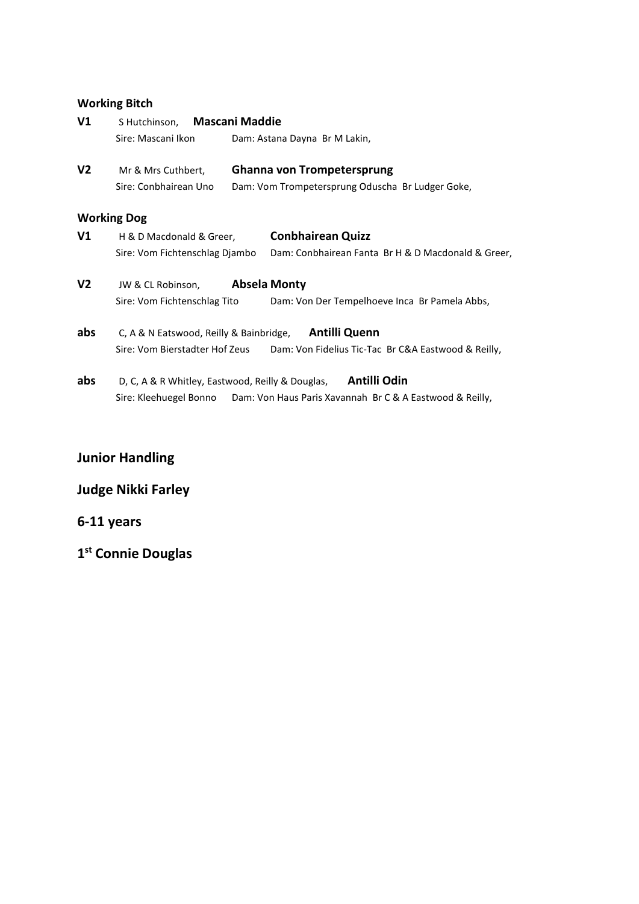**Working Bitch**

**V1** S Hutchinson, **Mascani Maddie**
Sire: Mascani Ikon Dam: Astana Dayna Br M Lakin,

**V2** Mr & Mrs Cuthbert, **Ghanna von Trompetersprung**
Sire: Conbhairean Uno Dam: Vom Trompetersprung Oduscha Br Ludger Goke,

**Working Dog**

**V1** H & D Macdonald & Greer, **Conbhairean Quizz**
Sire: Vom Fichtenschlag Djambo Dam: Conbhairean Fanta Br H & D Macdonald & Greer,

**V2** JW & CL Robinson, **Absela Monty**
Sire: Vom Fichtenschlag Tito Dam: Von Der Tempelhoeve Inca Br Pamela Abbs,

**abs** C, A & N Eatswood, Reilly & Bainbridge, **Antilli Quenn**
Sire: Vom Bierstadter Hof Zeus Dam: Von Fidelius Tic-Tac Br C&A Eastwood & Reilly,

**abs** D, C, A & R Whitley, Eastwood, Reilly & Douglas, **Antilli Odin**
Sire: Kleehuegel Bonno Dam: Von Haus Paris Xavannah Br C & A Eastwood & Reilly,

## Junior Handling

## Judge Nikki Farley

## 6-11 years

## 1st Connie Douglas